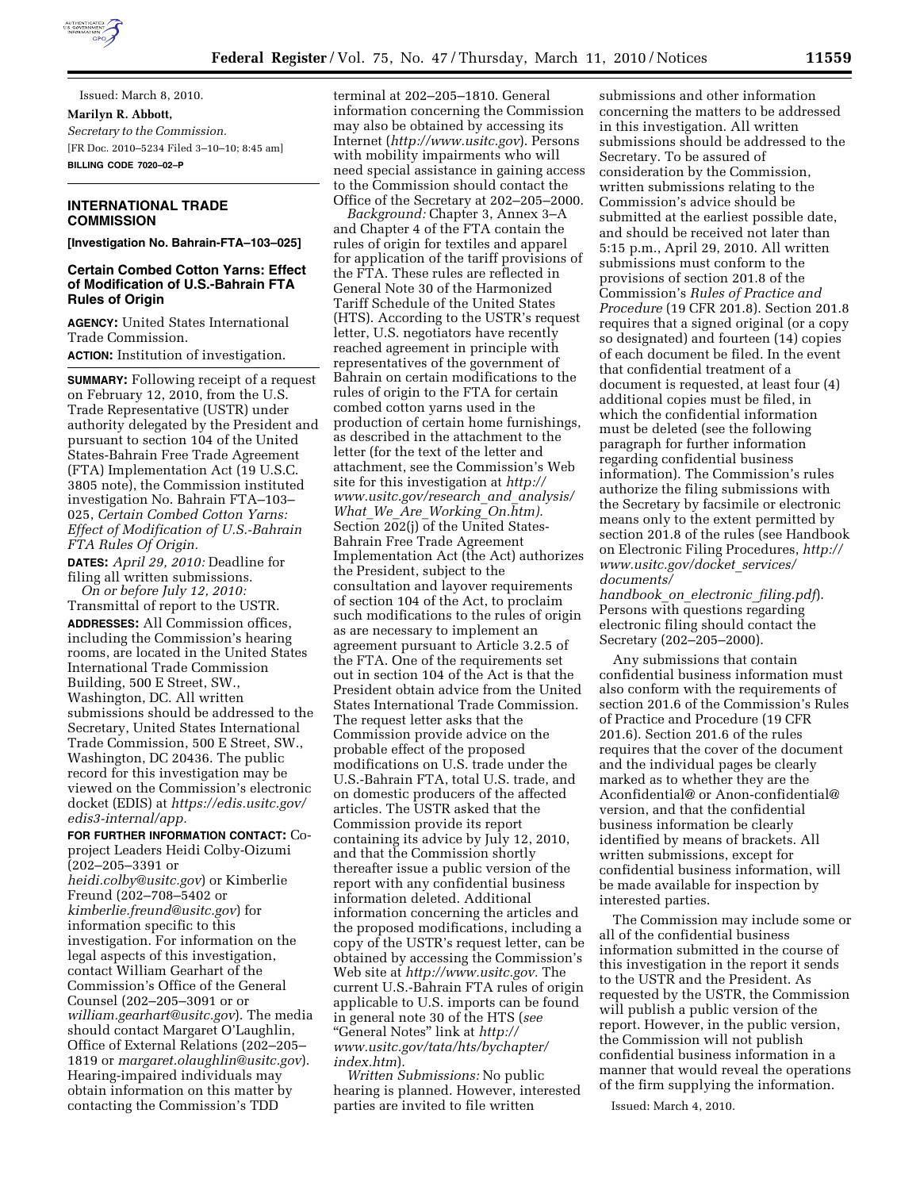Issued: March 8, 2010.

**Marilyn R. Abbott,**

*Secretary to the Commission.*

[FR Doc. 2010–5234 Filed 3–10–10; 8:45 am]

**BILLING CODE 7020–02–P**

## INTERNATIONAL TRADE COMMISSION

**[Investigation No. Bahrain-FTA–103–025]**

### Certain Combed Cotton Yarns: Effect of Modification of U.S.-Bahrain FTA Rules of Origin

**AGENCY:** United States International Trade Commission.

**ACTION:** Institution of investigation.

**SUMMARY:** Following receipt of a request on February 12, 2010, from the U.S. Trade Representative (USTR) under authority delegated by the President and pursuant to section 104 of the United States-Bahrain Free Trade Agreement (FTA) Implementation Act (19 U.S.C. 3805 note), the Commission instituted investigation No. Bahrain FTA–103–025, *Certain Combed Cotton Yarns: Effect of Modification of U.S.-Bahrain FTA Rules Of Origin.*

**DATES:** *April 29, 2010:* Deadline for filing all written submissions.

*On or before July 12, 2010:* Transmittal of report to the USTR.

**ADDRESSES:** All Commission offices, including the Commission's hearing rooms, are located in the United States International Trade Commission Building, 500 E Street, SW., Washington, DC. All written submissions should be addressed to the Secretary, United States International Trade Commission, 500 E Street, SW., Washington, DC 20436. The public record for this investigation may be viewed on the Commission's electronic docket (EDIS) at *https://edis.usitc.gov/edis3-internal/app.*

**FOR FURTHER INFORMATION CONTACT:** Co-project Leaders Heidi Colby-Oizumi (202–205–3391 or *heidi.colby@usitc.gov*) or Kimberlie Freund (202–708–5402 or *kimberlie.freund@usitc.gov*) for information specific to this investigation. For information on the legal aspects of this investigation, contact William Gearhart of the Commission's Office of the General Counsel (202–205–3091 or or *william.gearhart@usitc.gov*). The media should contact Margaret O'Laughlin, Office of External Relations (202–205–1819 or *margaret.olaughlin@usitc.gov*). Hearing-impaired individuals may obtain information on this matter by contacting the Commission's TDD terminal at 202–205–1810. General information concerning the Commission may also be obtained by accessing its Internet (*http://www.usitc.gov*). Persons with mobility impairments who will need special assistance in gaining access to the Commission should contact the Office of the Secretary at 202–205–2000.

*Background:* Chapter 3, Annex 3–A and Chapter 4 of the FTA contain the rules of origin for textiles and apparel for application of the tariff provisions of the FTA. These rules are reflected in General Note 30 of the Harmonized Tariff Schedule of the United States (HTS). According to the USTR's request letter, U.S. negotiators have recently reached agreement in principle with representatives of the government of Bahrain on certain modifications to the rules of origin to the FTA for certain combed cotton yarns used in the production of certain home furnishings, as described in the attachment to the letter (for the text of the letter and attachment, see the Commission's Web site for this investigation at *http://www.usitc.gov/research_and_analysis/What_We_Are_Working_On.htm).* Section 202(j) of the United States-Bahrain Free Trade Agreement Implementation Act (the Act) authorizes the President, subject to the consultation and layover requirements of section 104 of the Act, to proclaim such modifications to the rules of origin as are necessary to implement an agreement pursuant to Article 3.2.5 of the FTA. One of the requirements set out in section 104 of the Act is that the President obtain advice from the United States International Trade Commission. The request letter asks that the Commission provide advice on the probable effect of the proposed modifications on U.S. trade under the U.S.-Bahrain FTA, total U.S. trade, and on domestic producers of the affected articles. The USTR asked that the Commission provide its report containing its advice by July 12, 2010, and that the Commission shortly thereafter issue a public version of the report with any confidential business information deleted. Additional information concerning the articles and the proposed modifications, including a copy of the USTR's request letter, can be obtained by accessing the Commission's Web site at *http://www.usitc.gov.* The current U.S.-Bahrain FTA rules of origin applicable to U.S. imports can be found in general note 30 of the HTS (*see* "General Notes" link at *http://www.usitc.gov/tata/hts/bychapter/index.htm*).

*Written Submissions:* No public hearing is planned. However, interested parties are invited to file written submissions and other information concerning the matters to be addressed in this investigation. All written submissions should be addressed to the Secretary. To be assured of consideration by the Commission, written submissions relating to the Commission's advice should be submitted at the earliest possible date, and should be received not later than 5:15 p.m., April 29, 2010. All written submissions must conform to the provisions of section 201.8 of the Commission's *Rules of Practice and Procedure* (19 CFR 201.8). Section 201.8 requires that a signed original (or a copy so designated) and fourteen (14) copies of each document be filed. In the event that confidential treatment of a document is requested, at least four (4) additional copies must be filed, in which the confidential information must be deleted (see the following paragraph for further information regarding confidential business information). The Commission's rules authorize the filing submissions with the Secretary by facsimile or electronic means only to the extent permitted by section 201.8 of the rules (see Handbook on Electronic Filing Procedures, *http://www.usitc.gov/docket_services/documents/handbook_on_electronic_filing.pdf*). Persons with questions regarding electronic filing should contact the Secretary (202–205–2000).

Any submissions that contain confidential business information must also conform with the requirements of section 201.6 of the Commission's Rules of Practice and Procedure (19 CFR 201.6). Section 201.6 of the rules requires that the cover of the document and the individual pages be clearly marked as to whether they are the Aconfidential@ or Anon-confidential@ version, and that the confidential business information be clearly identified by means of brackets. All written submissions, except for confidential business information, will be made available for inspection by interested parties.

The Commission may include some or all of the confidential business information submitted in the course of this investigation in the report it sends to the USTR and the President. As requested by the USTR, the Commission will publish a public version of the report. However, in the public version, the Commission will not publish confidential business information in a manner that would reveal the operations of the firm supplying the information.

Issued: March 4, 2010.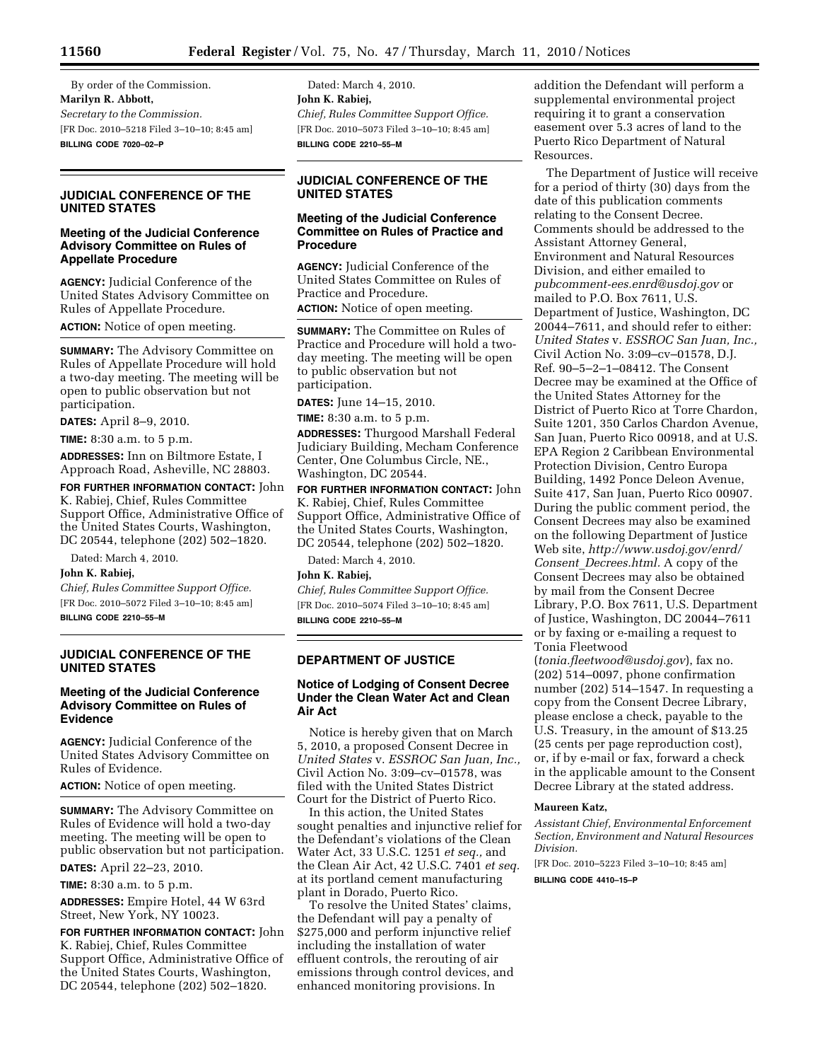By order of the Commission.

**Marilyn R. Abbott,**

*Secretary to the Commission.*

[FR Doc. 2010–5218 Filed 3–10–10; 8:45 am]

**BILLING CODE 7020–02–P**

## JUDICIAL CONFERENCE OF THE UNITED STATES

### Meeting of the Judicial Conference Advisory Committee on Rules of Appellate Procedure

**AGENCY:** Judicial Conference of the United States Advisory Committee on Rules of Appellate Procedure.

**ACTION:** Notice of open meeting.

**SUMMARY:** The Advisory Committee on Rules of Appellate Procedure will hold a two-day meeting. The meeting will be open to public observation but not participation.

**DATES:** April 8–9, 2010.

**TIME:** 8:30 a.m. to 5 p.m.

**ADDRESSES:** Inn on Biltmore Estate, I Approach Road, Asheville, NC 28803.

**FOR FURTHER INFORMATION CONTACT:** John K. Rabiej, Chief, Rules Committee Support Office, Administrative Office of the United States Courts, Washington, DC 20544, telephone (202) 502–1820.

Dated: March 4, 2010.

**John K. Rabiej,**

*Chief, Rules Committee Support Office.*

[FR Doc. 2010–5072 Filed 3–10–10; 8:45 am]

**BILLING CODE 2210–55–M**

## JUDICIAL CONFERENCE OF THE UNITED STATES

### Meeting of the Judicial Conference Advisory Committee on Rules of Evidence

**AGENCY:** Judicial Conference of the United States Advisory Committee on Rules of Evidence.

**ACTION:** Notice of open meeting.

**SUMMARY:** The Advisory Committee on Rules of Evidence will hold a two-day meeting. The meeting will be open to public observation but not participation.

**DATES:** April 22–23, 2010.

**TIME:** 8:30 a.m. to 5 p.m.

**ADDRESSES:** Empire Hotel, 44 W 63rd Street, New York, NY 10023.

**FOR FURTHER INFORMATION CONTACT:** John K. Rabiej, Chief, Rules Committee Support Office, Administrative Office of the United States Courts, Washington, DC 20544, telephone (202) 502–1820.

Dated: March 4, 2010.

**John K. Rabiej,**

*Chief, Rules Committee Support Office.*

[FR Doc. 2010–5073 Filed 3–10–10; 8:45 am]

**BILLING CODE 2210–55–M**

## JUDICIAL CONFERENCE OF THE UNITED STATES

### Meeting of the Judicial Conference Committee on Rules of Practice and Procedure

**AGENCY:** Judicial Conference of the United States Committee on Rules of Practice and Procedure.

**ACTION:** Notice of open meeting.

**SUMMARY:** The Committee on Rules of Practice and Procedure will hold a two-day meeting. The meeting will be open to public observation but not participation.

**DATES:** June 14–15, 2010.

**TIME:** 8:30 a.m. to 5 p.m.

**ADDRESSES:** Thurgood Marshall Federal Judiciary Building, Mecham Conference Center, One Columbus Circle, NE., Washington, DC 20544.

**FOR FURTHER INFORMATION CONTACT:** John K. Rabiej, Chief, Rules Committee Support Office, Administrative Office of the United States Courts, Washington, DC 20544, telephone (202) 502–1820.

Dated: March 4, 2010.

**John K. Rabiej,**

*Chief, Rules Committee Support Office.*

[FR Doc. 2010–5074 Filed 3–10–10; 8:45 am]

**BILLING CODE 2210–55–M**

## DEPARTMENT OF JUSTICE

### Notice of Lodging of Consent Decree Under the Clean Water Act and Clean Air Act

Notice is hereby given that on March 5, 2010, a proposed Consent Decree in *United States* v. *ESSROC San Juan, Inc.,* Civil Action No. 3:09–cv–01578, was filed with the United States District Court for the District of Puerto Rico.

In this action, the United States sought penalties and injunctive relief for the Defendant's violations of the Clean Water Act, 33 U.S.C. 1251 *et seq.,* and the Clean Air Act, 42 U.S.C. 7401 *et seq.* at its portland cement manufacturing plant in Dorado, Puerto Rico.

To resolve the United States' claims, the Defendant will pay a penalty of $275,000 and perform injunctive relief including the installation of water effluent controls, the rerouting of air emissions through control devices, and enhanced monitoring provisions. In addition the Defendant will perform a supplemental environmental project requiring it to grant a conservation easement over 5.3 acres of land to the Puerto Rico Department of Natural Resources.

The Department of Justice will receive for a period of thirty (30) days from the date of this publication comments relating to the Consent Decree. Comments should be addressed to the Assistant Attorney General, Environment and Natural Resources Division, and either emailed to *pubcomment-ees.enrd@usdoj.gov* or mailed to P.O. Box 7611, U.S. Department of Justice, Washington, DC 20044–7611, and should refer to either: *United States* v. *ESSROC San Juan, Inc.,* Civil Action No. 3:09–cv–01578, D.J. Ref. 90–5–2–1–08412. The Consent Decree may be examined at the Office of the United States Attorney for the District of Puerto Rico at Torre Chardon, Suite 1201, 350 Carlos Chardon Avenue, San Juan, Puerto Rico 00918, and at U.S. EPA Region 2 Caribbean Environmental Protection Division, Centro Europa Building, 1492 Ponce Deleon Avenue, Suite 417, San Juan, Puerto Rico 00907. During the public comment period, the Consent Decrees may also be examined on the following Department of Justice Web site, *http://www.usdoj.gov/enrd/Consent_Decrees.html.* A copy of the Consent Decrees may also be obtained by mail from the Consent Decree Library, P.O. Box 7611, U.S. Department of Justice, Washington, DC 20044–7611 or by faxing or e-mailing a request to Tonia Fleetwood (*tonia.fleetwood@usdoj.gov*), fax no. (202) 514–0097, phone confirmation number (202) 514–1547. In requesting a copy from the Consent Decree Library, please enclose a check, payable to the U.S. Treasury, in the amount of $13.25 (25 cents per page reproduction cost), or, if by e-mail or fax, forward a check in the applicable amount to the Consent Decree Library at the stated address.

**Maureen Katz,**

*Assistant Chief, Environmental Enforcement Section, Environment and Natural Resources Division.*

[FR Doc. 2010–5223 Filed 3–10–10; 8:45 am]

**BILLING CODE 4410–15–P**